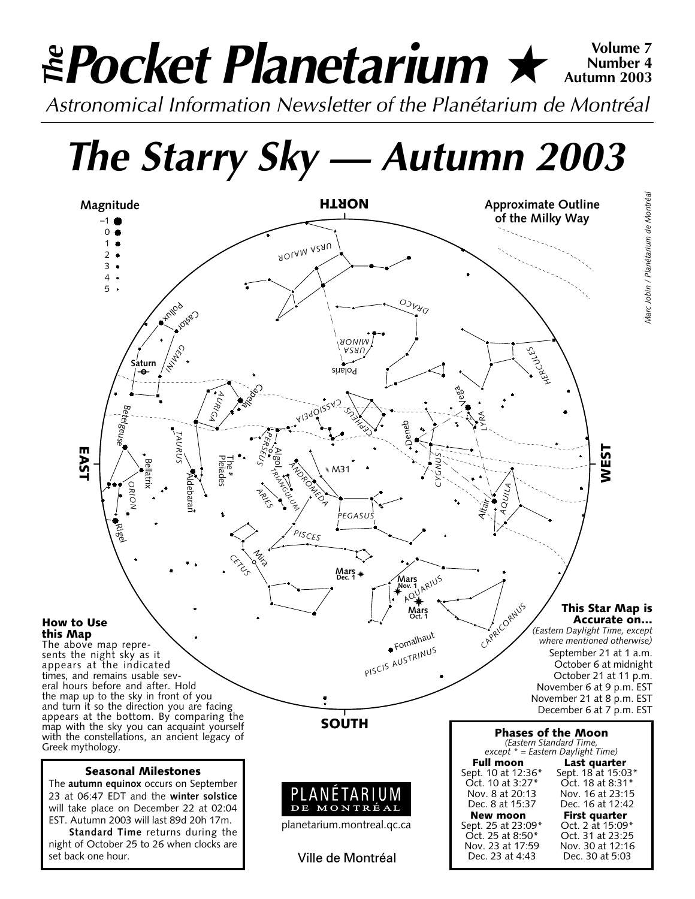# *The* Pocket Planetarium ★

**Volume 7**
**Number 4**
**Autumn 2003**

*Astronomical Information Newsletter of the Planétarium de Montréal*

# *The Starry Sky — Autumn 2003*

### How to Use this Map

The above map represents the night sky as it appears at the indicated times, and remains usable several hours before and after. Hold the map up to the sky in front of you and turn it so the direction you are facing appears at the bottom. By comparing the map with the sky you can acquaint yourself with the constellations, an ancient legacy of Greek mythology.

### This Star Map is Accurate on...

*(Eastern Daylight Time, except where mentioned otherwise)*

September 21 at 1 a.m.
October 6 at midnight
October 21 at 11 p.m.
November 6 at 9 p.m. EST
November 21 at 8 p.m. EST
December 6 at 7 p.m. EST

### Seasonal Milestones

The **autumn equinox** occurs on September 23 at 06:47 EDT and the **winter solstice** will take place on December 22 at 02:04 EST. Autumn 2003 will last 89d 20h 17m.

**Standard Time** returns during the night of October 25 to 26 when clocks are set back one hour.

PLANÉTARIUM DE MONTRÉAL
planetarium.montreal.qc.ca
Ville de Montréal

### Phases of the Moon

*(Eastern Standard Time, except * = Eastern Daylight Time)*

| Full moon | Last quarter |
|---|---|
| Sept. 10 at 12:36* | Sept. 18 at 15:03* |
| Oct. 10 at 3:27* | Oct. 18 at 8:31* |
| Nov. 8 at 20:13 | Nov. 16 at 23:15 |
| Dec. 8 at 15:37 | Dec. 16 at 12:42 |
| **New moon** | **First quarter** |
| Sept. 25 at 23:09* | Oct. 2 at 15:09* |
| Oct. 25 at 8:50* | Oct. 31 at 23:25 |
| Nov. 23 at 17:59 | Nov. 30 at 12:16 |
| Dec. 23 at 4:43 | Dec. 30 at 5:03 |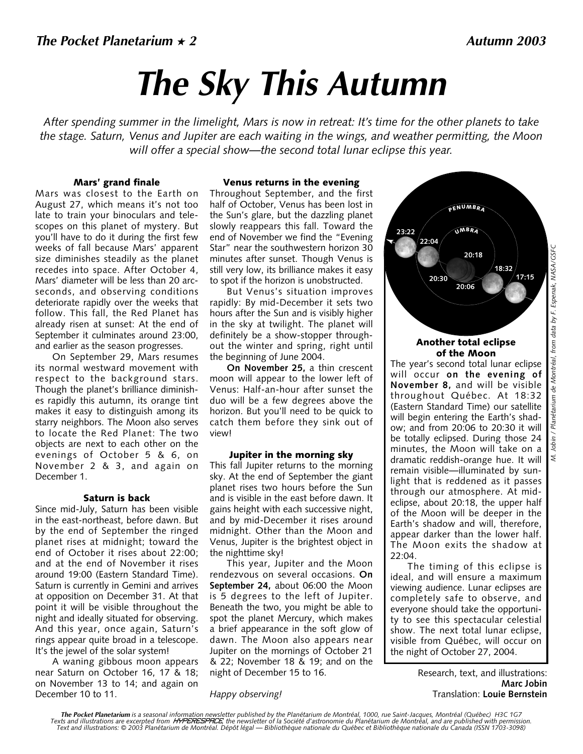# The Sky This Autumn

*After spending summer in the limelight, Mars is now in retreat: It's time for the other planets to take the stage. Saturn, Venus and Jupiter are each waiting in the wings, and weather permitting, the Moon will offer a special show—the second total lunar eclipse this year.*

### Mars' grand finale

Mars was closest to the Earth on August 27, which means it's not too late to train your binoculars and telescopes on this planet of mystery. But you'll have to do it during the first few weeks of fall because Mars' apparent size diminishes steadily as the planet recedes into space. After October 4, Mars' diameter will be less than 20 arcseconds, and observing conditions deteriorate rapidly over the weeks that follow. This fall, the Red Planet has already risen at sunset: At the end of September it culminates around 23:00, and earlier as the season progresses.

On September 29, Mars resumes its normal westward movement with respect to the background stars. Though the planet's brilliance diminishes rapidly this autumn, its orange tint makes it easy to distinguish among its starry neighbors. The Moon also serves to locate the Red Planet: The two objects are next to each other on the evenings of October 5 & 6, on November 2 & 3, and again on December 1.

### Saturn is back

Since mid-July, Saturn has been visible in the east-northeast, before dawn. But by the end of September the ringed planet rises at midnight; toward the end of October it rises about 22:00; and at the end of November it rises around 19:00 (Eastern Standard Time). Saturn is currently in Gemini and arrives at opposition on December 31. At that point it will be visible throughout the night and ideally situated for observing. And this year, once again, Saturn's rings appear quite broad in a telescope. It's the jewel of the solar system!

A waning gibbous moon appears near Saturn on October 16, 17 & 18; on November 13 to 14; and again on December 10 to 11.

### Venus returns in the evening

Throughout September, and the first half of October, Venus has been lost in the Sun's glare, but the dazzling planet slowly reappears this fall. Toward the end of November we find the "Evening Star" near the southwestern horizon 30 minutes after sunset. Though Venus is still very low, its brilliance makes it easy to spot if the horizon is unobstructed.

But Venus's situation improves rapidly: By mid-December it sets two hours after the Sun and is visibly higher in the sky at twilight. The planet will definitely be a show-stopper throughout the winter and spring, right until the beginning of June 2004.

**On November 25,** a thin crescent moon will appear to the lower left of Venus: Half-an-hour after sunset the duo will be a few degrees above the horizon. But you'll need to be quick to catch them before they sink out of view!

### Jupiter in the morning sky

This fall Jupiter returns to the morning sky. At the end of September the giant planet rises two hours before the Sun and is visible in the east before dawn. It gains height with each successive night, and by mid-December it rises around midnight. Other than the Moon and Venus, Jupiter is the brightest object in the nighttime sky!

This year, Jupiter and the Moon rendezvous on several occasions. **On September 24,** about 06:00 the Moon is 5 degrees to the left of Jupiter. Beneath the two, you might be able to spot the planet Mercury, which makes a brief appearance in the soft glow of dawn. The Moon also appears near Jupiter on the mornings of October 21 & 22; November 18 & 19; and on the night of December 15 to 16.

*Happy observing!*

PENUMBRA
UMBRA
23:22
22:04
20:18
18:32
17:15
20:30
20:06

M. Jobin / Planétarium de Montréal, from data by F. Espenak, NASA/GSFC

### Another total eclipse of the Moon

The year's second total lunar eclipse will occur **on the evening of November 8,** and will be visible throughout Québec. At 18:32 (Eastern Standard Time) our satellite will begin entering the Earth's shadow; and from 20:06 to 20:30 it will be totally eclipsed. During those 24 minutes, the Moon will take on a dramatic reddish-orange hue. It will remain visible—illuminated by sunlight that is reddened as it passes through our atmosphere. At mid-eclipse, about 20:18, the upper half of the Moon will be deeper in the Earth's shadow and will, therefore, appear darker than the lower half. The Moon exits the shadow at 22:04.

The timing of this eclipse is ideal, and will ensure a maximum viewing audience. Lunar eclipses are completely safe to observe, and everyone should take the opportunity to see this spectacular celestial show. The next total lunar eclipse, visible from Québec, will occur on the night of October 27, 2004.

Research, text, and illustrations: **Marc Jobin**
Translation: **Louie Bernstein**

***The Pocket Planetarium*** *is a seasonal information newsletter published by the Planétarium de Montréal, 1000, rue Saint-Jacques, Montréal (Québec) H3C 1G7*
*Texts and illustrations are excerpted from HYPERESPACE, the newsletter of la Société d'astronomie du Planétarium de Montréal, and are published with permission.*
*Text and illustrations: © 2003 Planétarium de Montréal. Dépôt légal — Bibliothèque nationale du Québec et Bibliothèque nationale du Canada (ISSN 1703-3098)*